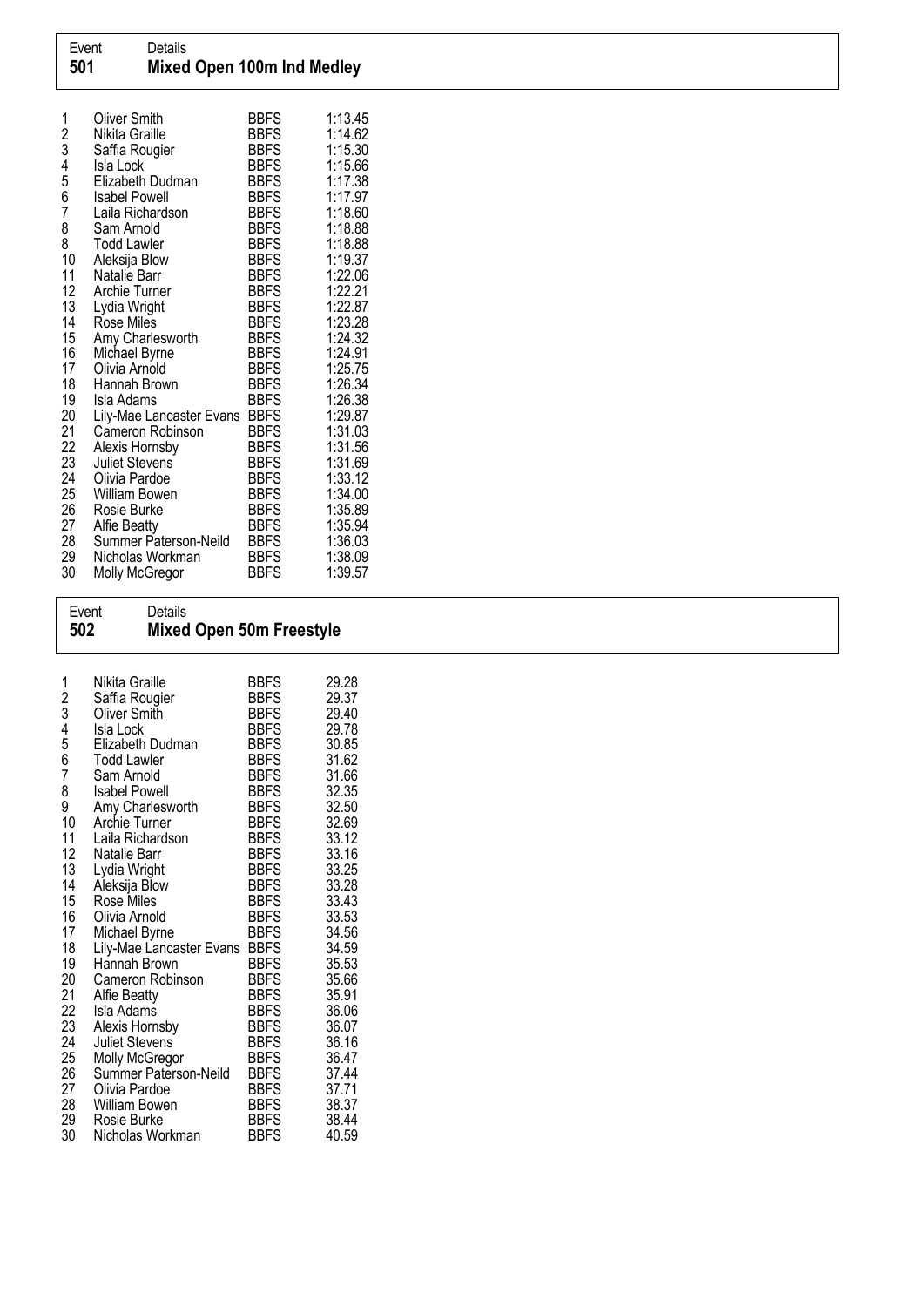## Event 501 — Mixed Open 100m Ind Medley

| Place | Name | Club | Time |
|---|---|---|---|
| 1 | Oliver Smith | BBFS | 1:13.45 |
| 2 | Nikita Graille | BBFS | 1:14.62 |
| 3 | Saffia Rougier | BBFS | 1:15.30 |
| 4 | Isla Lock | BBFS | 1:15.66 |
| 5 | Elizabeth Dudman | BBFS | 1:17.38 |
| 6 | Isabel Powell | BBFS | 1:17.97 |
| 7 | Laila Richardson | BBFS | 1:18.60 |
| 8 | Sam Arnold | BBFS | 1:18.88 |
| 8 | Todd Lawler | BBFS | 1:18.88 |
| 10 | Aleksija Blow | BBFS | 1:19.37 |
| 11 | Natalie Barr | BBFS | 1:22.06 |
| 12 | Archie Turner | BBFS | 1:22.21 |
| 13 | Lydia Wright | BBFS | 1:22.87 |
| 14 | Rose Miles | BBFS | 1:23.28 |
| 15 | Amy Charlesworth | BBFS | 1:24.32 |
| 16 | Michael Byrne | BBFS | 1:24.91 |
| 17 | Olivia Arnold | BBFS | 1:25.75 |
| 18 | Hannah Brown | BBFS | 1:26.34 |
| 19 | Isla Adams | BBFS | 1:26.38 |
| 20 | Lily-Mae Lancaster Evans | BBFS | 1:29.87 |
| 21 | Cameron Robinson | BBFS | 1:31.03 |
| 22 | Alexis Hornsby | BBFS | 1:31.56 |
| 23 | Juliet Stevens | BBFS | 1:31.69 |
| 24 | Olivia Pardoe | BBFS | 1:33.12 |
| 25 | William Bowen | BBFS | 1:34.00 |
| 26 | Rosie Burke | BBFS | 1:35.89 |
| 27 | Alfie Beatty | BBFS | 1:35.94 |
| 28 | Summer Paterson-Neild | BBFS | 1:36.03 |
| 29 | Nicholas Workman | BBFS | 1:38.09 |
| 30 | Molly McGregor | BBFS | 1:39.57 |

## Event 502 — Mixed Open 50m Freestyle

| Place | Name | Club | Time |
|---|---|---|---|
| 1 | Nikita Graille | BBFS | 29.28 |
| 2 | Saffia Rougier | BBFS | 29.37 |
| 3 | Oliver Smith | BBFS | 29.40 |
| 4 | Isla Lock | BBFS | 29.78 |
| 5 | Elizabeth Dudman | BBFS | 30.85 |
| 6 | Todd Lawler | BBFS | 31.62 |
| 7 | Sam Arnold | BBFS | 31.66 |
| 8 | Isabel Powell | BBFS | 32.35 |
| 9 | Amy Charlesworth | BBFS | 32.50 |
| 10 | Archie Turner | BBFS | 32.69 |
| 11 | Laila Richardson | BBFS | 33.12 |
| 12 | Natalie Barr | BBFS | 33.16 |
| 13 | Lydia Wright | BBFS | 33.25 |
| 14 | Aleksija Blow | BBFS | 33.28 |
| 15 | Rose Miles | BBFS | 33.43 |
| 16 | Olivia Arnold | BBFS | 33.53 |
| 17 | Michael Byrne | BBFS | 34.56 |
| 18 | Lily-Mae Lancaster Evans | BBFS | 34.59 |
| 19 | Hannah Brown | BBFS | 35.53 |
| 20 | Cameron Robinson | BBFS | 35.66 |
| 21 | Alfie Beatty | BBFS | 35.91 |
| 22 | Isla Adams | BBFS | 36.06 |
| 23 | Alexis Hornsby | BBFS | 36.07 |
| 24 | Juliet Stevens | BBFS | 36.16 |
| 25 | Molly McGregor | BBFS | 36.47 |
| 26 | Summer Paterson-Neild | BBFS | 37.44 |
| 27 | Olivia Pardoe | BBFS | 37.71 |
| 28 | William Bowen | BBFS | 38.37 |
| 29 | Rosie Burke | BBFS | 38.44 |
| 30 | Nicholas Workman | BBFS | 40.59 |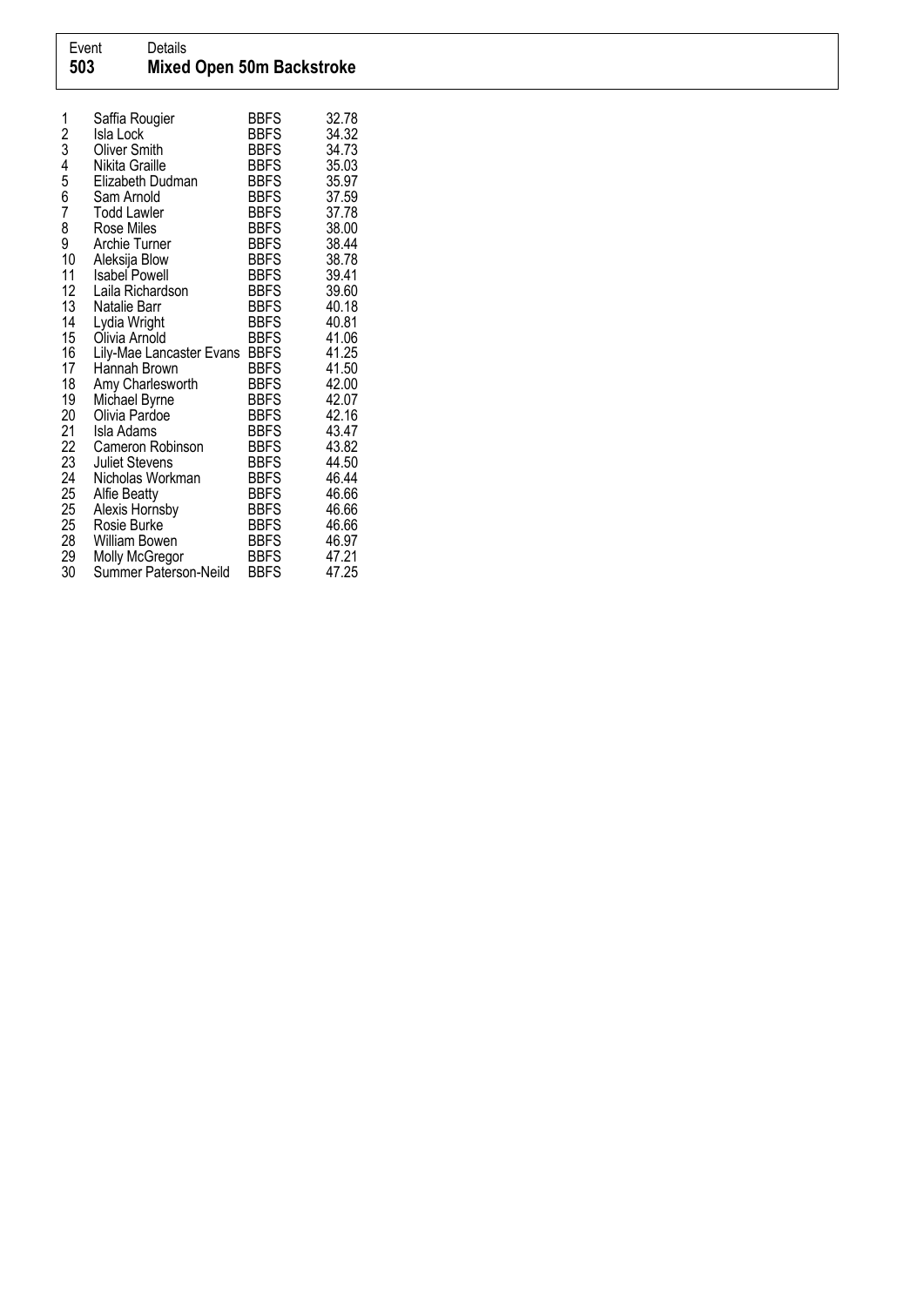| Event | Details |
| --- | --- |
| **503** | **Mixed Open 50m Backstroke** |

| | | | |
| --- | --- | --- | --- |
| 1 | Saffia Rougier | BBFS | 32.78 |
| 2 | Isla Lock | BBFS | 34.32 |
| 3 | Oliver Smith | BBFS | 34.73 |
| 4 | Nikita Graille | BBFS | 35.03 |
| 5 | Elizabeth Dudman | BBFS | 35.97 |
| 6 | Sam Arnold | BBFS | 37.59 |
| 7 | Todd Lawler | BBFS | 37.78 |
| 8 | Rose Miles | BBFS | 38.00 |
| 9 | Archie Turner | BBFS | 38.44 |
| 10 | Aleksija Blow | BBFS | 38.78 |
| 11 | Isabel Powell | BBFS | 39.41 |
| 12 | Laila Richardson | BBFS | 39.60 |
| 13 | Natalie Barr | BBFS | 40.18 |
| 14 | Lydia Wright | BBFS | 40.81 |
| 15 | Olivia Arnold | BBFS | 41.06 |
| 16 | Lily-Mae Lancaster Evans | BBFS | 41.25 |
| 17 | Hannah Brown | BBFS | 41.50 |
| 18 | Amy Charlesworth | BBFS | 42.00 |
| 19 | Michael Byrne | BBFS | 42.07 |
| 20 | Olivia Pardoe | BBFS | 42.16 |
| 21 | Isla Adams | BBFS | 43.47 |
| 22 | Cameron Robinson | BBFS | 43.82 |
| 23 | Juliet Stevens | BBFS | 44.50 |
| 24 | Nicholas Workman | BBFS | 46.44 |
| 25 | Alfie Beatty | BBFS | 46.66 |
| 25 | Alexis Hornsby | BBFS | 46.66 |
| 25 | Rosie Burke | BBFS | 46.66 |
| 28 | William Bowen | BBFS | 46.97 |
| 29 | Molly McGregor | BBFS | 47.21 |
| 30 | Summer Paterson-Neild | BBFS | 47.25 |